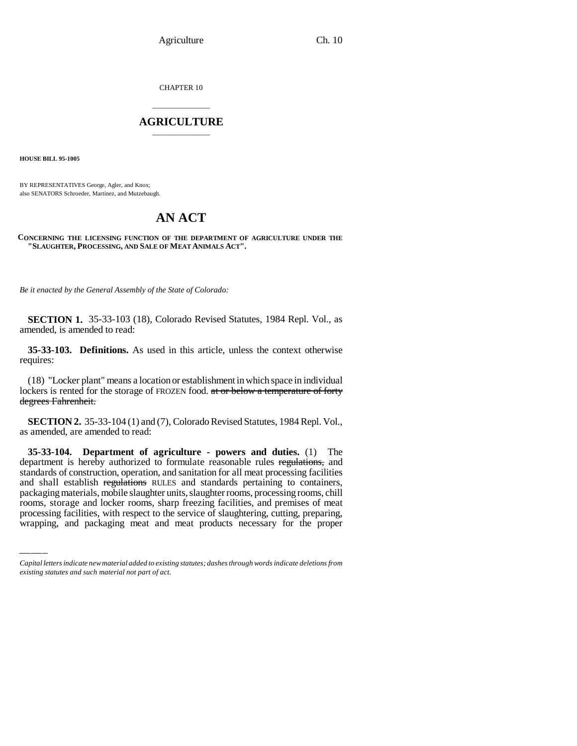CHAPTER 10

# AGRICULTURE

**HOUSE BILL 95-1005**

BY REPRESENTATIVES George, Agler, and Knox;
also SENATORS Schroeder, Martinez, and Mutzebaugh.

# AN ACT

**CONCERNING THE LICENSING FUNCTION OF THE DEPARTMENT OF AGRICULTURE UNDER THE "SLAUGHTER, PROCESSING, AND SALE OF MEAT ANIMALS ACT".**

*Be it enacted by the General Assembly of the State of Colorado:*

**SECTION 1.** 35-33-103 (18), Colorado Revised Statutes, 1984 Repl. Vol., as amended, is amended to read:

**35-33-103. Definitions.** As used in this article, unless the context otherwise requires:

(18) "Locker plant" means a location or establishment in which space in individual lockers is rented for the storage of FROZEN food. ~~at or below a temperature of forty degrees Fahrenheit.~~

**SECTION 2.** 35-33-104 (1) and (7), Colorado Revised Statutes, 1984 Repl. Vol., as amended, are amended to read:

**35-33-104. Department of agriculture - powers and duties.** (1) The department is hereby authorized to formulate reasonable rules ~~regulations,~~ and standards of construction, operation, and sanitation for all meat processing facilities and shall establish ~~regulations~~ RULES and standards pertaining to containers, packaging materials, mobile slaughter units, slaughter rooms, processing rooms, chill rooms, storage and locker rooms, sharp freezing facilities, and premises of meat processing facilities, with respect to the service of slaughtering, cutting, preparing, wrapping, and packaging meat and meat products necessary for the proper

*Capital letters indicate new material added to existing statutes; dashes through words indicate deletions from existing statutes and such material not part of act.*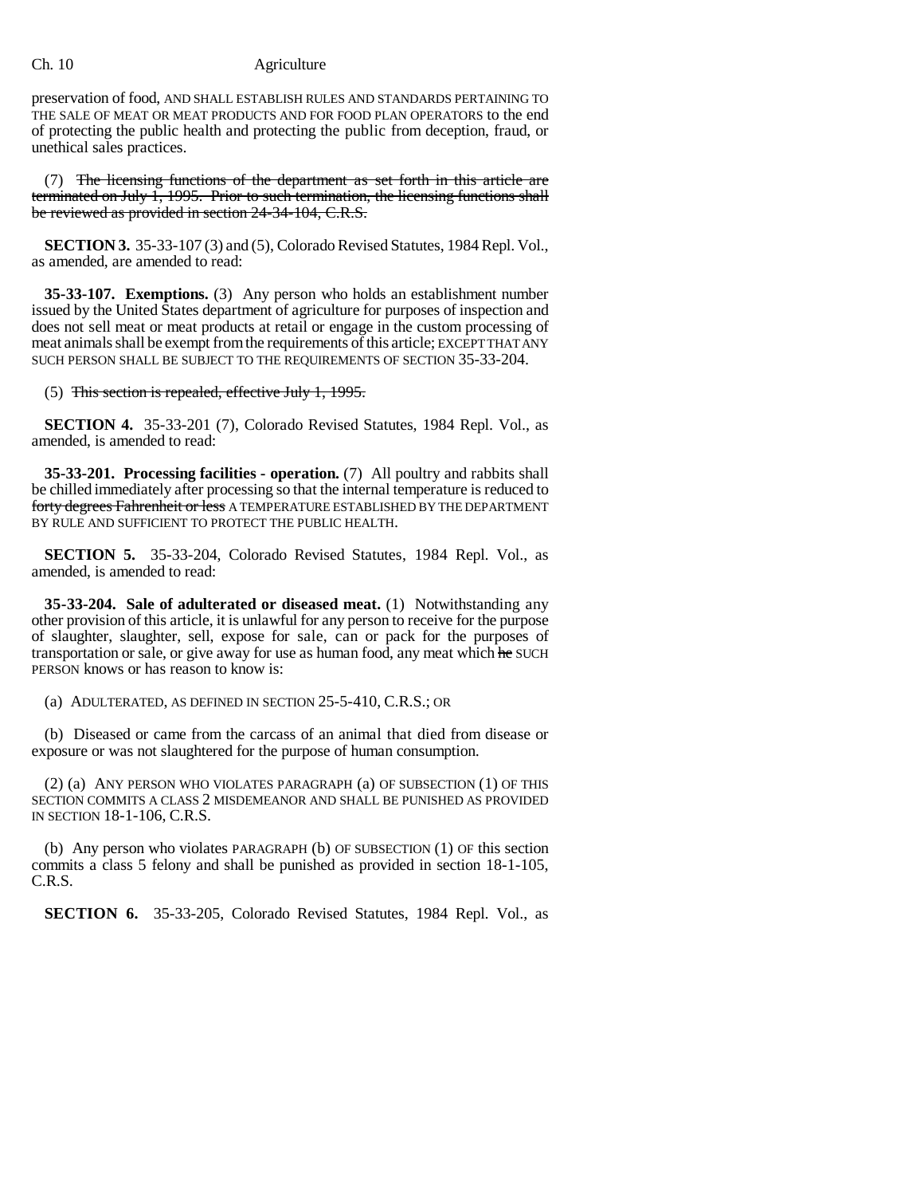preservation of food, AND SHALL ESTABLISH RULES AND STANDARDS PERTAINING TO THE SALE OF MEAT OR MEAT PRODUCTS AND FOR FOOD PLAN OPERATORS to the end of protecting the public health and protecting the public from deception, fraud, or unethical sales practices.

(7) ~~The licensing functions of the department as set forth in this article are terminated on July 1, 1995. Prior to such termination, the licensing functions shall be reviewed as provided in section 24-34-104, C.R.S.~~

**SECTION 3.** 35-33-107 (3) and (5), Colorado Revised Statutes, 1984 Repl. Vol., as amended, are amended to read:

**35-33-107. Exemptions.** (3) Any person who holds an establishment number issued by the United States department of agriculture for purposes of inspection and does not sell meat or meat products at retail or engage in the custom processing of meat animals shall be exempt from the requirements of this article; EXCEPT THAT ANY SUCH PERSON SHALL BE SUBJECT TO THE REQUIREMENTS OF SECTION 35-33-204.

(5) ~~This section is repealed, effective July 1, 1995.~~

**SECTION 4.** 35-33-201 (7), Colorado Revised Statutes, 1984 Repl. Vol., as amended, is amended to read:

**35-33-201. Processing facilities - operation.** (7) All poultry and rabbits shall be chilled immediately after processing so that the internal temperature is reduced to ~~forty degrees Fahrenheit or less~~ A TEMPERATURE ESTABLISHED BY THE DEPARTMENT BY RULE AND SUFFICIENT TO PROTECT THE PUBLIC HEALTH.

**SECTION 5.** 35-33-204, Colorado Revised Statutes, 1984 Repl. Vol., as amended, is amended to read:

**35-33-204. Sale of adulterated or diseased meat.** (1) Notwithstanding any other provision of this article, it is unlawful for any person to receive for the purpose of slaughter, slaughter, sell, expose for sale, can or pack for the purposes of transportation or sale, or give away for use as human food, any meat which ~~he~~ SUCH PERSON knows or has reason to know is:

(a) ADULTERATED, AS DEFINED IN SECTION 25-5-410, C.R.S.; OR

(b) Diseased or came from the carcass of an animal that died from disease or exposure or was not slaughtered for the purpose of human consumption.

(2) (a) ANY PERSON WHO VIOLATES PARAGRAPH (a) OF SUBSECTION (1) OF THIS SECTION COMMITS A CLASS 2 MISDEMEANOR AND SHALL BE PUNISHED AS PROVIDED IN SECTION 18-1-106, C.R.S.

(b) Any person who violates PARAGRAPH (b) OF SUBSECTION (1) OF this section commits a class 5 felony and shall be punished as provided in section 18-1-105, C.R.S.

**SECTION 6.** 35-33-205, Colorado Revised Statutes, 1984 Repl. Vol., as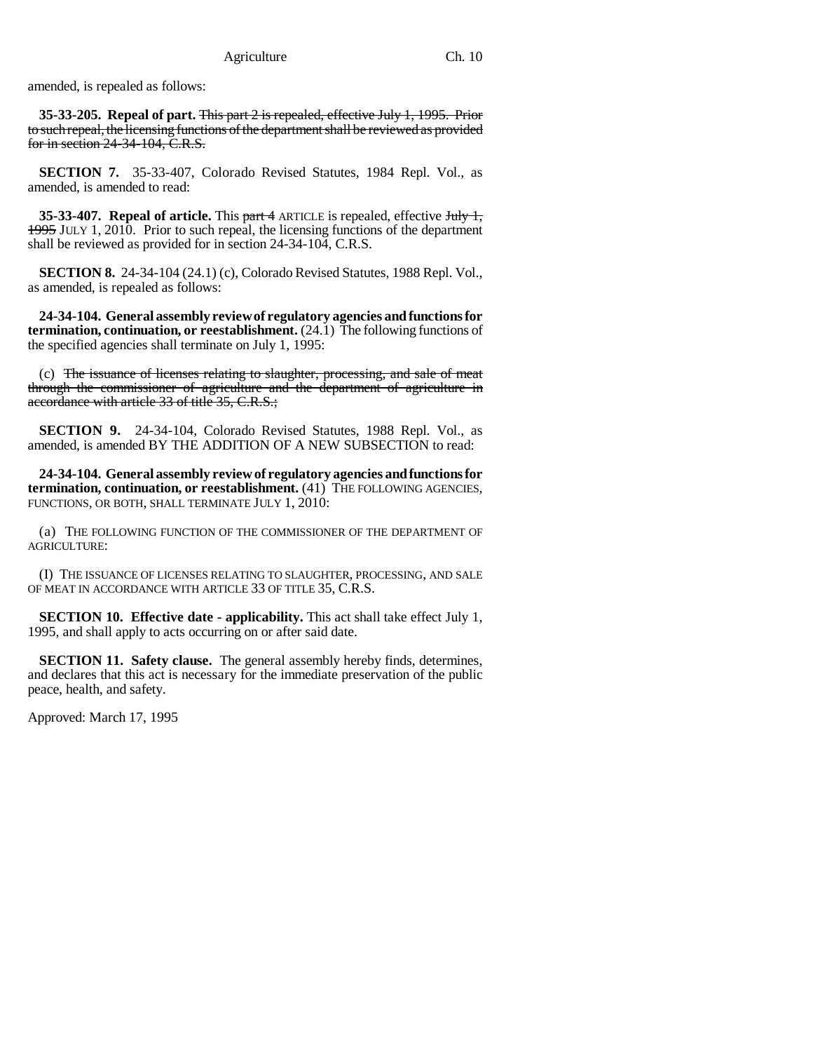amended, is repealed as follows:

**35-33-205. Repeal of part.** ~~This part 2 is repealed, effective July 1, 1995. Prior to such repeal, the licensing functions of the department shall be reviewed as provided for in section 24-34-104, C.R.S.~~

**SECTION 7.** 35-33-407, Colorado Revised Statutes, 1984 Repl. Vol., as amended, is amended to read:

**35-33-407. Repeal of article.** This ~~part 4~~ ARTICLE is repealed, effective ~~July 1, 1995~~ JULY 1, 2010. Prior to such repeal, the licensing functions of the department shall be reviewed as provided for in section 24-34-104, C.R.S.

**SECTION 8.** 24-34-104 (24.1) (c), Colorado Revised Statutes, 1988 Repl. Vol., as amended, is repealed as follows:

**24-34-104. General assembly review of regulatory agencies and functions for termination, continuation, or reestablishment.** (24.1) The following functions of the specified agencies shall terminate on July 1, 1995:

(c) ~~The issuance of licenses relating to slaughter, processing, and sale of meat through the commissioner of agriculture and the department of agriculture in accordance with article 33 of title 35, C.R.S.;~~

**SECTION 9.** 24-34-104, Colorado Revised Statutes, 1988 Repl. Vol., as amended, is amended BY THE ADDITION OF A NEW SUBSECTION to read:

**24-34-104. General assembly review of regulatory agencies and functions for termination, continuation, or reestablishment.** (41) THE FOLLOWING AGENCIES, FUNCTIONS, OR BOTH, SHALL TERMINATE JULY 1, 2010:

(a) THE FOLLOWING FUNCTION OF THE COMMISSIONER OF THE DEPARTMENT OF AGRICULTURE:

(I) THE ISSUANCE OF LICENSES RELATING TO SLAUGHTER, PROCESSING, AND SALE OF MEAT IN ACCORDANCE WITH ARTICLE 33 OF TITLE 35, C.R.S.

**SECTION 10. Effective date - applicability.** This act shall take effect July 1, 1995, and shall apply to acts occurring on or after said date.

**SECTION 11. Safety clause.** The general assembly hereby finds, determines, and declares that this act is necessary for the immediate preservation of the public peace, health, and safety.

Approved: March 17, 1995